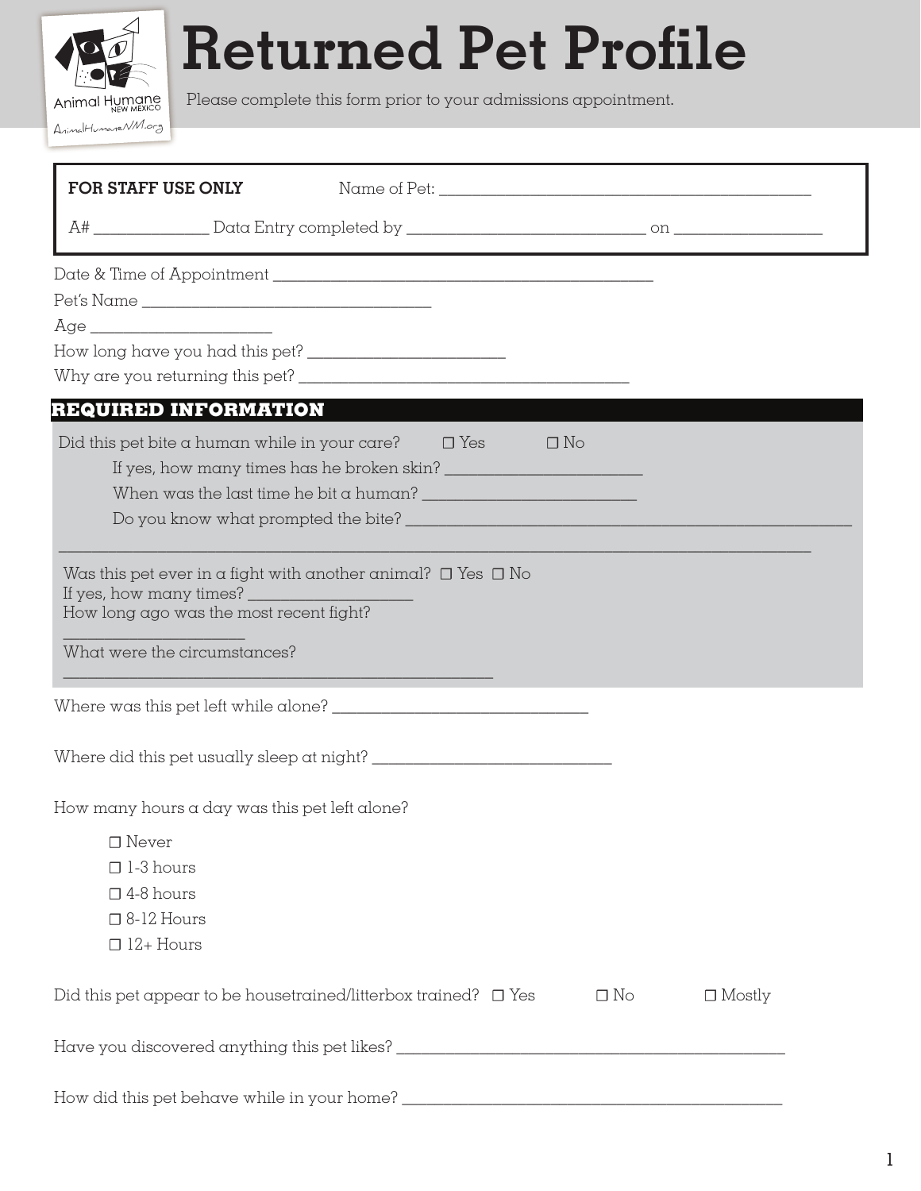# Returned Pet Profile

Animal Humane NEW MEXICO
AnimalHumaneNM.org

Please complete this form prior to your admissions appointment.

**FOR STAFF USE ONLY** Name of Pet: ______________________________

A# ____________ Data Entry completed by ________________________ on ______________

Date & Time of Appointment ______________________________________

Pet's Name ______________________________

Age __________________

How long have you had this pet? ____________________

Why are you returning this pet? __________________________________

## REQUIRED INFORMATION

Did this pet bite a human while in your care? ☐ Yes ☐ No

If yes, how many times has he broken skin? ____________________

When was the last time he bit a human? ____________________

Do you know what prompted the bite? ______________________________________________

______________________________________________________________________________

Was this pet ever in a fight with another animal? ☐ Yes ☐ No
If yes, how many times? ________________
How long ago was the most recent fight?

__________________

What were the circumstances?

____________________________________________

Where was this pet left while alone? __________________________

Where did this pet usually sleep at night? ________________________

How many hours a day was this pet left alone?

- ☐ Never
- ☐ 1-3 hours
- ☐ 4-8 hours
- ☐ 8-12 Hours
- ☐ 12+ Hours

Did this pet appear to be housetrained/litterbox trained? ☐ Yes ☐ No ☐ Mostly

Have you discovered anything this pet likes? ______________________________________

How did this pet behave while in your home? ______________________________________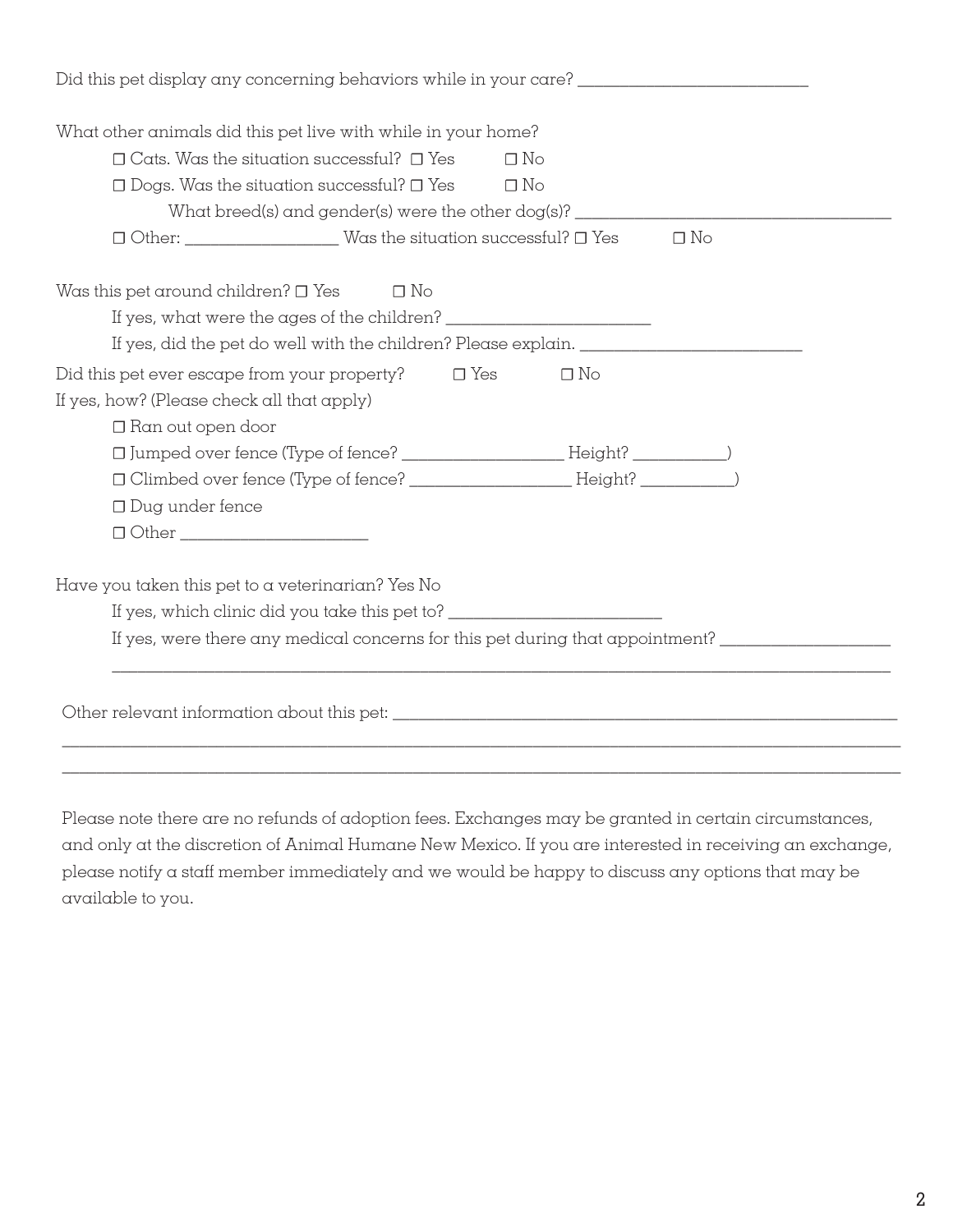Did this pet display any concerning behaviors while in your care? ____________________________

What other animals did this pet live with while in your home?

- ☐ Cats. Was the situation successful? ☐ Yes ☐ No
- ☐ Dogs. Was the situation successful? ☐ Yes ☐ No
  - What breed(s) and gender(s) were the other dog(s)? ______________________________________
- ☐ Other: __________________ Was the situation successful? ☐ Yes ☐ No

Was this pet around children? ☐ Yes ☐ No

- If yes, what were the ages of the children? ________________________
- If yes, did the pet do well with the children? Please explain. __________________________

Did this pet ever escape from your property? ☐ Yes ☐ No

If yes, how? (Please check all that apply)

- ☐ Ran out open door
- ☐ Jumped over fence (Type of fence? ___________________ Height? ___________)
- ☐ Climbed over fence (Type of fence? ___________________ Height? ___________)
- ☐ Dug under fence
- ☐ Other ______________________

Have you taken this pet to a veterinarian? Yes No

- If yes, which clinic did you take this pet to? _________________________
- If yes, were there any medical concerns for this pet during that appointment? ____________________

____________________________________________________________________________________________

Other relevant information about this pet: ____________________________________________________________

____________________________________________________________________________________________

____________________________________________________________________________________________

Please note there are no refunds of adoption fees. Exchanges may be granted in certain circumstances, and only at the discretion of Animal Humane New Mexico. If you are interested in receiving an exchange, please notify a staff member immediately and we would be happy to discuss any options that may be available to you.